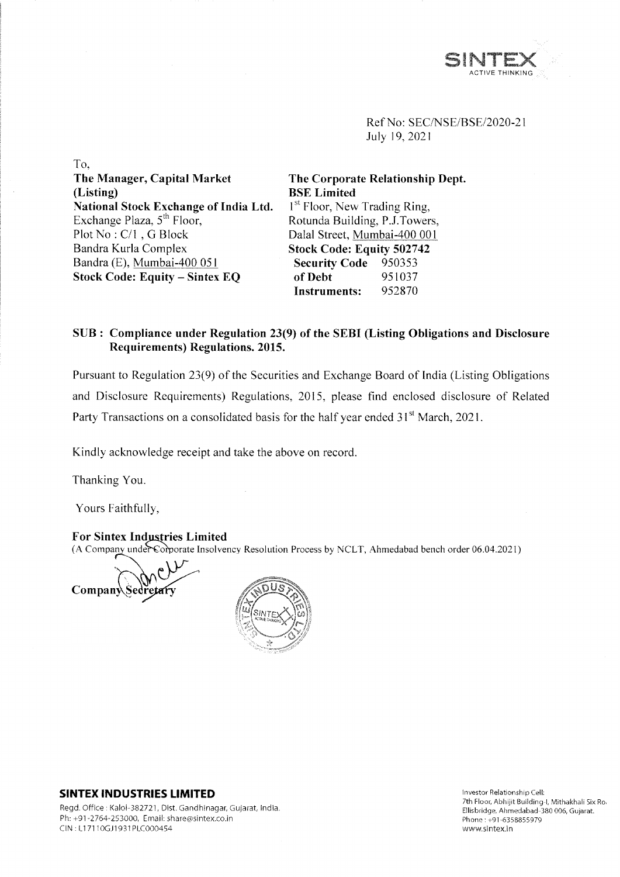SINTEX
ACTIVE THINKING

Ref No: SEC/NSE/BSE/2020-21
July 19, 2021

To,

| **The Manager, Capital Market (Listing)** | **The Corporate Relationship Dept.** |
|---|---|
| **National Stock Exchange of India Ltd.** | **BSE Limited** |
| Exchange Plaza, 5th Floor, | 1st Floor, New Trading Ring, |
| Plot No : C/1 , G Block | Rotunda Building, P.J.Towers, |
| Bandra Kurla Complex | Dalal Street, Mumbai-400 001 |
| Bandra (E), Mumbai-400 051 | **Stock Code: Equity 502742** |
| **Stock Code: Equity – Sintex EQ** | **Security Code of Debt Instruments:** 950353, 951037, 952870 |

**SUB : Compliance under Regulation 23(9) of the SEBI (Listing Obligations and Disclosure Requirements) Regulations. 2015.**

Pursuant to Regulation 23(9) of the Securities and Exchange Board of India (Listing Obligations and Disclosure Requirements) Regulations, 2015, please find enclosed disclosure of Related Party Transactions on a consolidated basis for the half year ended 31st March, 2021.

Kindly acknowledge receipt and take the above on record.

Thanking You.

Yours Faithfully,

**For Sintex Industries Limited**
(A Company under Corporate Insolvency Resolution Process by NCLT, Ahmedabad bench order 06.04.2021)

**Company Secretary**

**SINTEX INDUSTRIES LIMITED**
Regd. Office : Kalol-382721, Dist. Gandhinagar, Gujarat, India.
Ph: +91-2764-253000, Email: share@sintex.co.in
CIN : L17110GJ1931PLC000454

Investor Relationship Cell:
7th Floor, Abhijit Building-I, Mithakhali Six Ro.
Ellisbridge, Ahmedabad-380 006, Gujarat.
Phone : +91-6358855979
www.sintex.in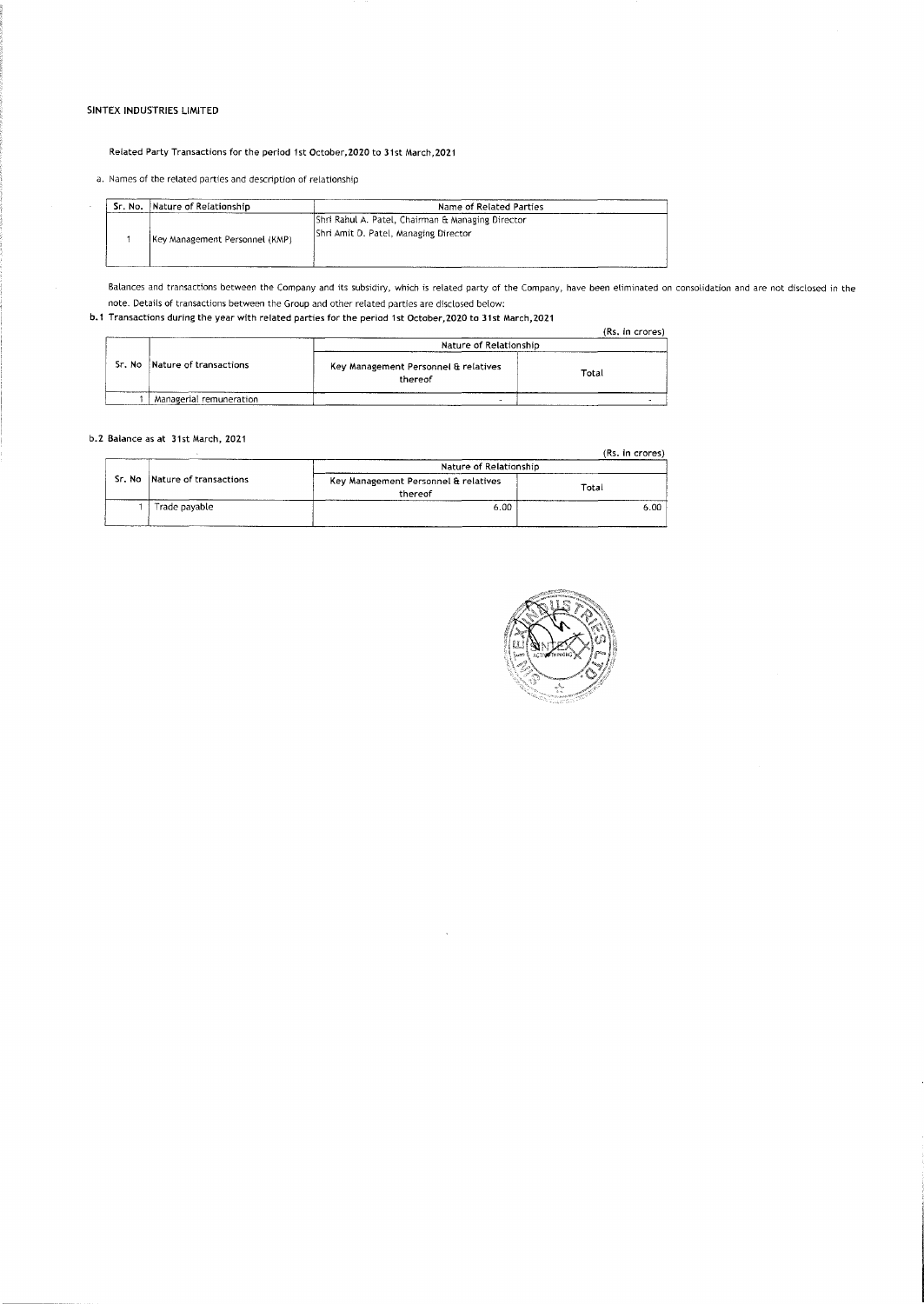SINTEX INDUSTRIES LIMITED

Related Party Transactions for the period 1st October,2020 to 31st March,2021

a. Names of the related parties and description of relationship

| Sr. No. | Nature of Relationship | Name of Related Parties |
|---|---|---|
| 1 | Key Management Personnel (KMP) | Shri Rahul A. Patel, Chairman & Managing Director<br>Shri Amit D. Patel, Managing Director |

Balances and transactions between the Company and its subsidiry, which is related party of the Company, have been eliminated on consolidation and are not disclosed in the note. Details of transactions between the Group and other related parties are disclosed below:

**b.1 Transactions during the year with related parties for the period 1st October,2020 to 31st March,2021**

(Rs. in crores)

| Sr. No | Nature of transactions | Nature of Relationship | |
|---|---|---|---|
| | | Key Management Personnel & relatives thereof | Total |
| 1 | Managerial remuneration | - | - |

**b.2 Balance as at 31st March, 2021**

(Rs. in crores)

| Sr. No | Nature of transactions | Nature of Relationship | |
|---|---|---|---|
| | | Key Management Personnel & relatives thereof | Total |
| 1 | Trade payable | 6.00 | 6.00 |